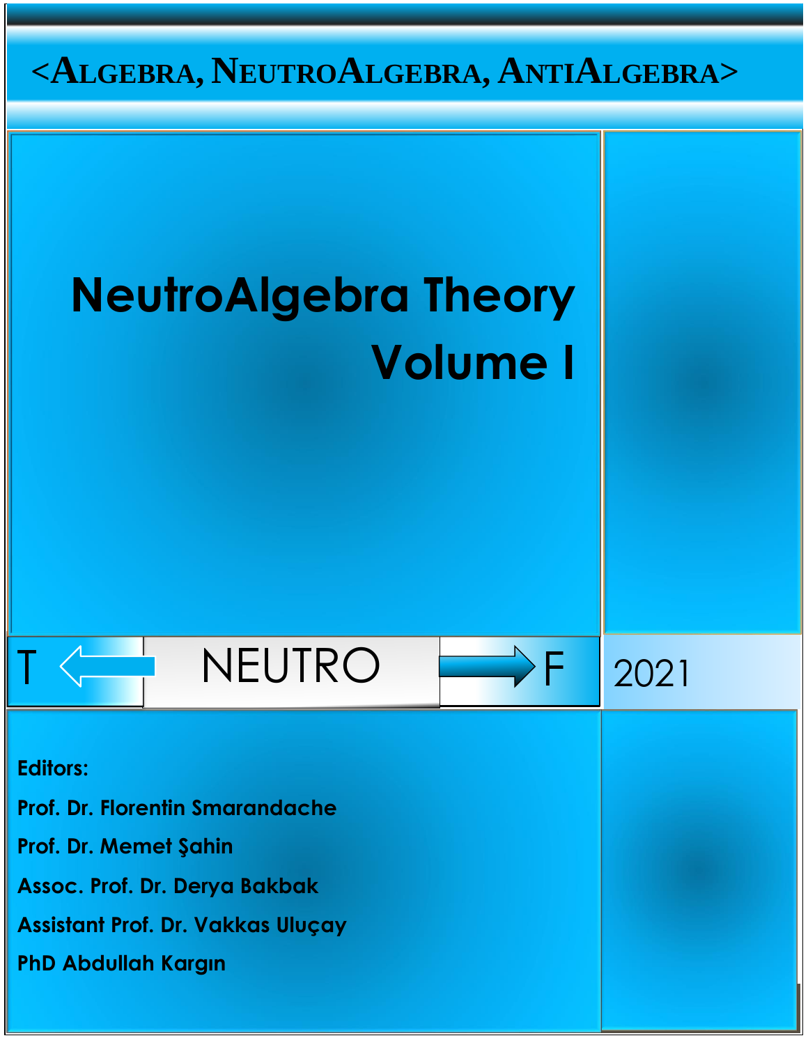<ALGEBRA, NEUTROALGEBRA, ANTIALGEBRA>

# NeutroAlgebra Theory Volume I

T ⟵ NEUTRO ⟶ F

2021

**Editors:**

**Prof. Dr. Florentin Smarandache**

**Prof. Dr. Memet Şahin**

**Assoc. Prof. Dr. Derya Bakbak**

**Assistant Prof. Dr. Vakkas Uluçay**

**PhD Abdullah Kargın**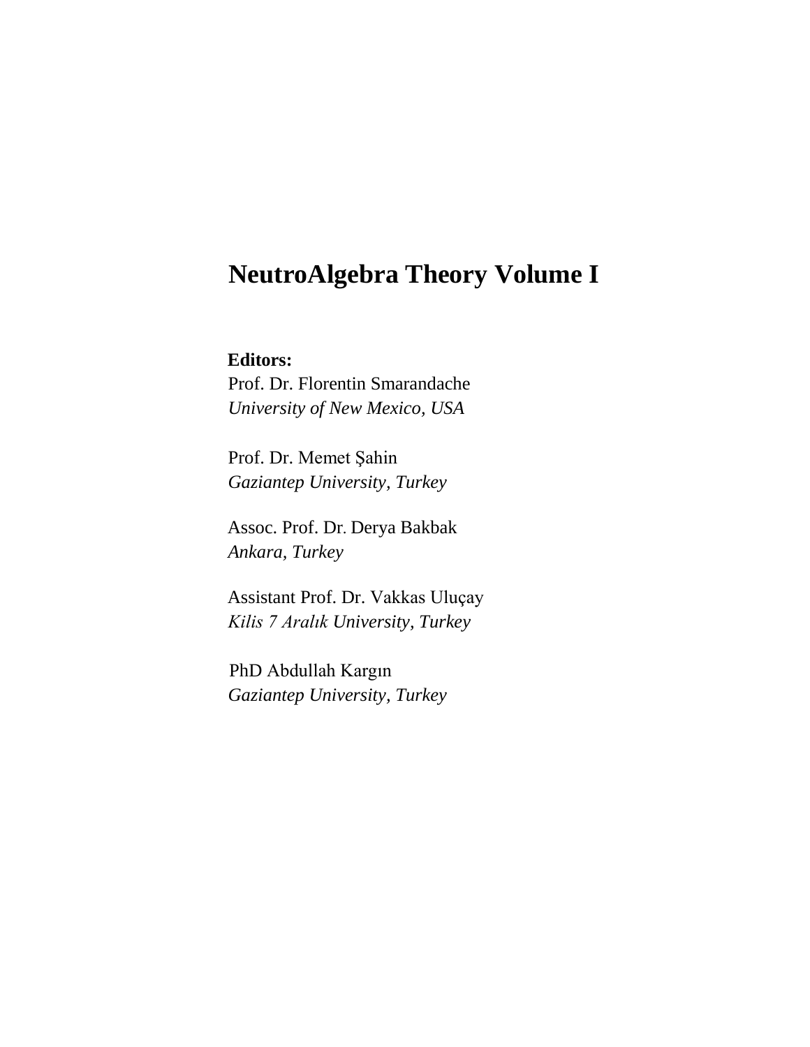# NeutroAlgebra Theory Volume I

**Editors:**

Prof. Dr. Florentin Smarandache
*University of New Mexico, USA*

Prof. Dr. Memet Şahin
*Gaziantep University, Turkey*

Assoc. Prof. Dr. Derya Bakbak
*Ankara, Turkey*

Assistant Prof. Dr. Vakkas Uluçay
*Kilis 7 Aralık University, Turkey*

PhD Abdullah Kargın
*Gaziantep University, Turkey*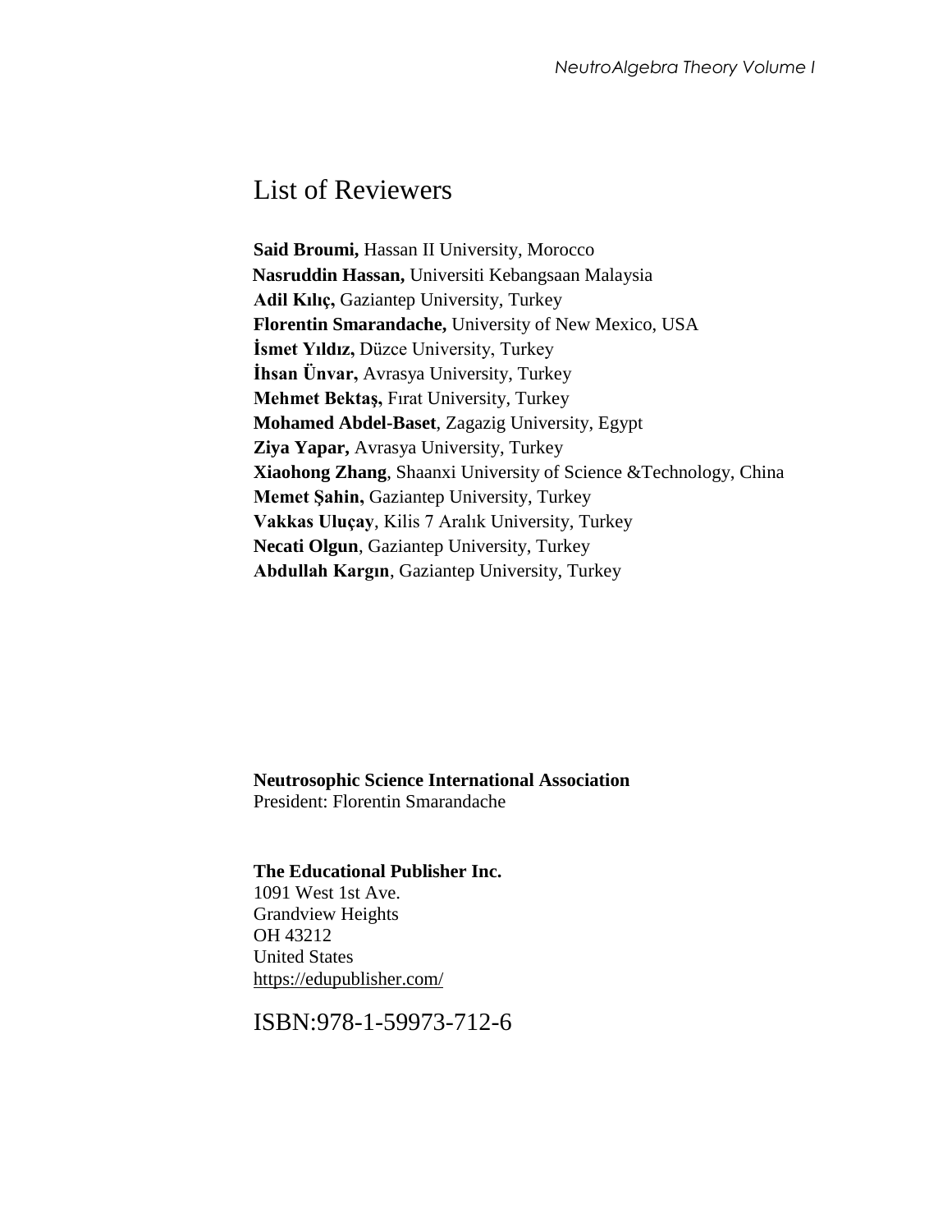# List of Reviewers

**Said Broumi,** Hassan II University, Morocco
**Nasruddin Hassan,** Universiti Kebangsaan Malaysia
**Adil Kılıç,** Gaziantep University, Turkey
**Florentin Smarandache,** University of New Mexico, USA
**İsmet Yıldız,** Düzce University, Turkey
**İhsan Ünvar,** Avrasya University, Turkey
**Mehmet Bektaş,** Fırat University, Turkey
**Mohamed Abdel-Baset**, Zagazig University, Egypt
**Ziya Yapar,** Avrasya University, Turkey
**Xiaohong Zhang**, Shaanxi University of Science &Technology, China
**Memet Şahin,** Gaziantep University, Turkey
**Vakkas Uluçay**, Kilis 7 Aralık University, Turkey
**Necati Olgun**, Gaziantep University, Turkey
**Abdullah Kargın**, Gaziantep University, Turkey

**Neutrosophic Science International Association**
President: Florentin Smarandache

**The Educational Publisher Inc.**
1091 West 1st Ave.
Grandview Heights
OH 43212
United States
https://edupublisher.com/

ISBN:978-1-59973-712-6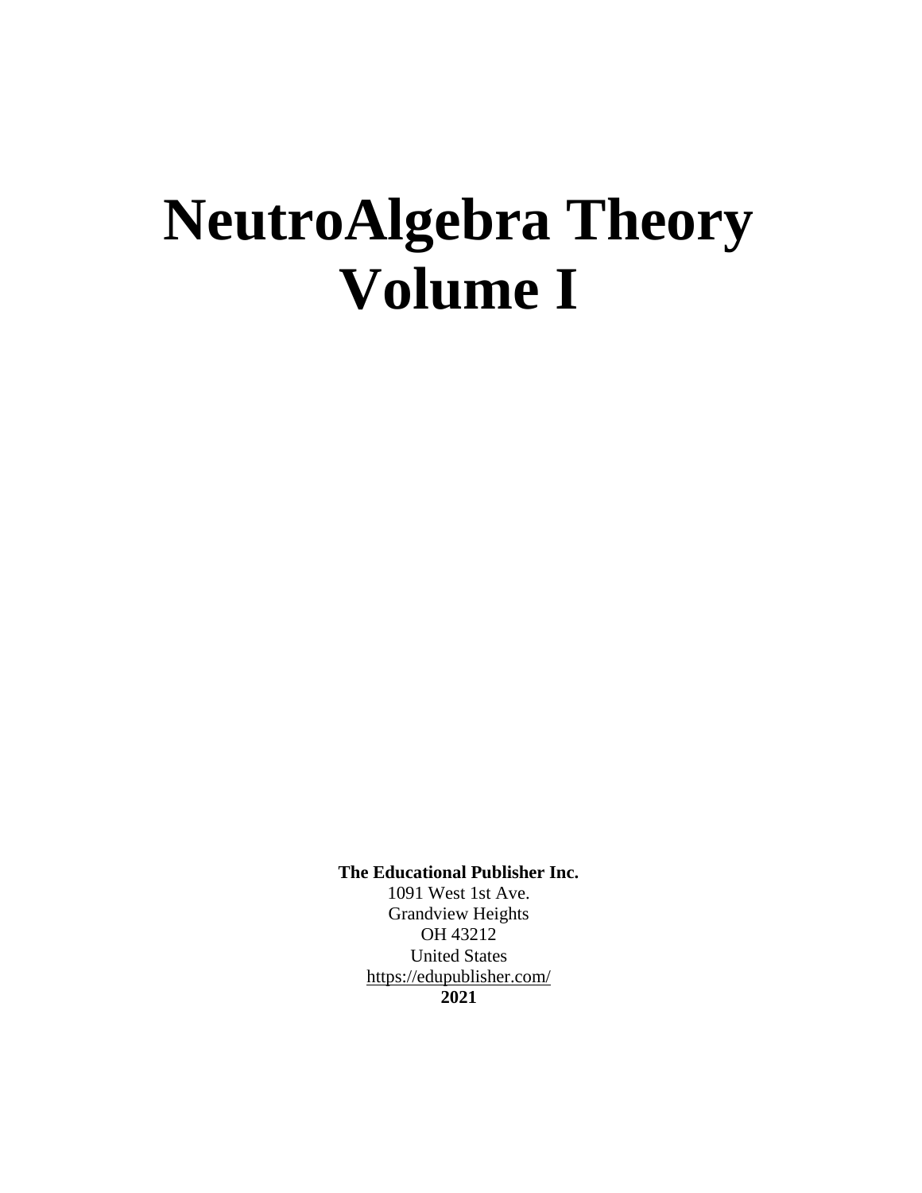# NeutroAlgebra Theory Volume I

**The Educational Publisher Inc.**
1091 West 1st Ave.
Grandview Heights
OH 43212
United States
https://edupublisher.com/
**2021**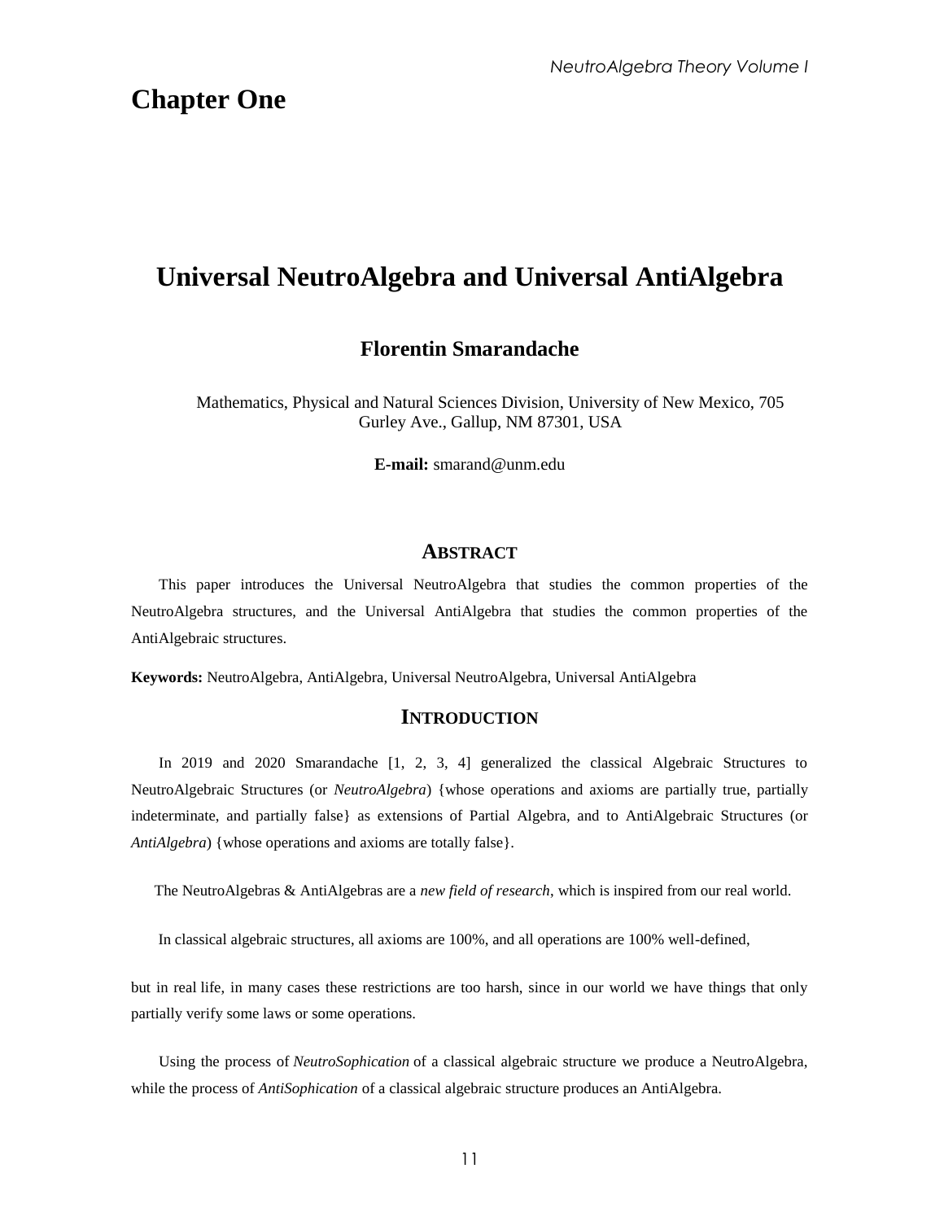# Chapter One

## Universal NeutroAlgebra and Universal AntiAlgebra

**Florentin Smarandache**

Mathematics, Physical and Natural Sciences Division, University of New Mexico, 705 Gurley Ave., Gallup, NM 87301, USA

**E-mail:** smarand@unm.edu

### ABSTRACT

This paper introduces the Universal NeutroAlgebra that studies the common properties of the NeutroAlgebra structures, and the Universal AntiAlgebra that studies the common properties of the AntiAlgebraic structures.

**Keywords:** NeutroAlgebra, AntiAlgebra, Universal NeutroAlgebra, Universal AntiAlgebra

### INTRODUCTION

In 2019 and 2020 Smarandache [1, 2, 3, 4] generalized the classical Algebraic Structures to NeutroAlgebraic Structures (or *NeutroAlgebra*) {whose operations and axioms are partially true, partially indeterminate, and partially false} as extensions of Partial Algebra, and to AntiAlgebraic Structures (or *AntiAlgebra*) {whose operations and axioms are totally false}.

The NeutroAlgebras & AntiAlgebras are a *new field of research*, which is inspired from our real world.

In classical algebraic structures, all axioms are 100%, and all operations are 100% well-defined,

but in real life, in many cases these restrictions are too harsh, since in our world we have things that only partially verify some laws or some operations.

Using the process of *NeutroSophication* of a classical algebraic structure we produce a NeutroAlgebra, while the process of *AntiSophication* of a classical algebraic structure produces an AntiAlgebra.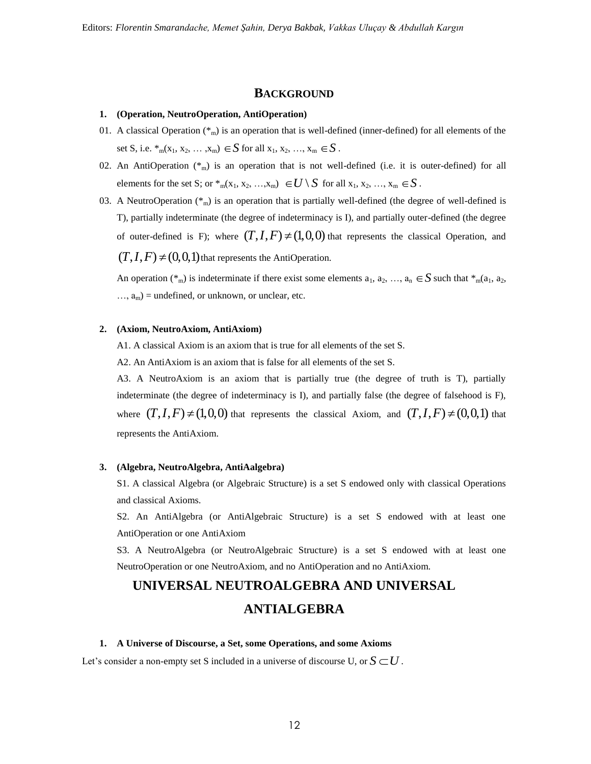## BACKGROUND

**1. (Operation, NeutroOperation, AntiOperation)**

01. A classical Operation ($*_m$) is an operation that is well-defined (inner-defined) for all elements of the set S, i.e. $*_m(x_1, x_2, \ldots, x_m) \in S$ for all $x_1, x_2, \ldots, x_m \in S$.

02. An AntiOperation ($*_m$) is an operation that is not well-defined (i.e. it is outer-defined) for all elements for the set S; or $*_m(x_1, x_2, \ldots, x_m) \in U \setminus S$ for all $x_1, x_2, \ldots, x_m \in S$.

03. A NeutroOperation ($*_m$) is an operation that is partially well-defined (the degree of well-defined is T), partially indeterminate (the degree of indeterminacy is I), and partially outer-defined (the degree of outer-defined is F); where $(T, I, F) \neq (1,0,0)$ that represents the classical Operation, and $(T, I, F) \neq (0,0,1)$ that represents the AntiOperation.

An operation ($*_m$) is indeterminate if there exist some elements $a_1, a_2, \ldots, a_n \in S$ such that $*_m(a_1, a_2, \ldots, a_m)$ = undefined, or unknown, or unclear, etc.

**2. (Axiom, NeutroAxiom, AntiAxiom)**

A1. A classical Axiom is an axiom that is true for all elements of the set S.

A2. An AntiAxiom is an axiom that is false for all elements of the set S.

A3. A NeutroAxiom is an axiom that is partially true (the degree of truth is T), partially indeterminate (the degree of indeterminacy is I), and partially false (the degree of falsehood is F), where $(T, I, F) \neq (1,0,0)$ that represents the classical Axiom, and $(T, I, F) \neq (0,0,1)$ that represents the AntiAxiom.

**3. (Algebra, NeutroAlgebra, AntiAalgebra)**

S1. A classical Algebra (or Algebraic Structure) is a set S endowed only with classical Operations and classical Axioms.

S2. An AntiAlgebra (or AntiAlgebraic Structure) is a set S endowed with at least one AntiOperation or one AntiAxiom

S3. A NeutroAlgebra (or NeutroAlgebraic Structure) is a set S endowed with at least one NeutroOperation or one NeutroAxiom, and no AntiOperation and no AntiAxiom.

# UNIVERSAL NEUTROALGEBRA AND UNIVERSAL ANTIALGEBRA

**1. A Universe of Discourse, a Set, some Operations, and some Axioms**

Let's consider a non-empty set S included in a universe of discourse U, or $S \subset U$.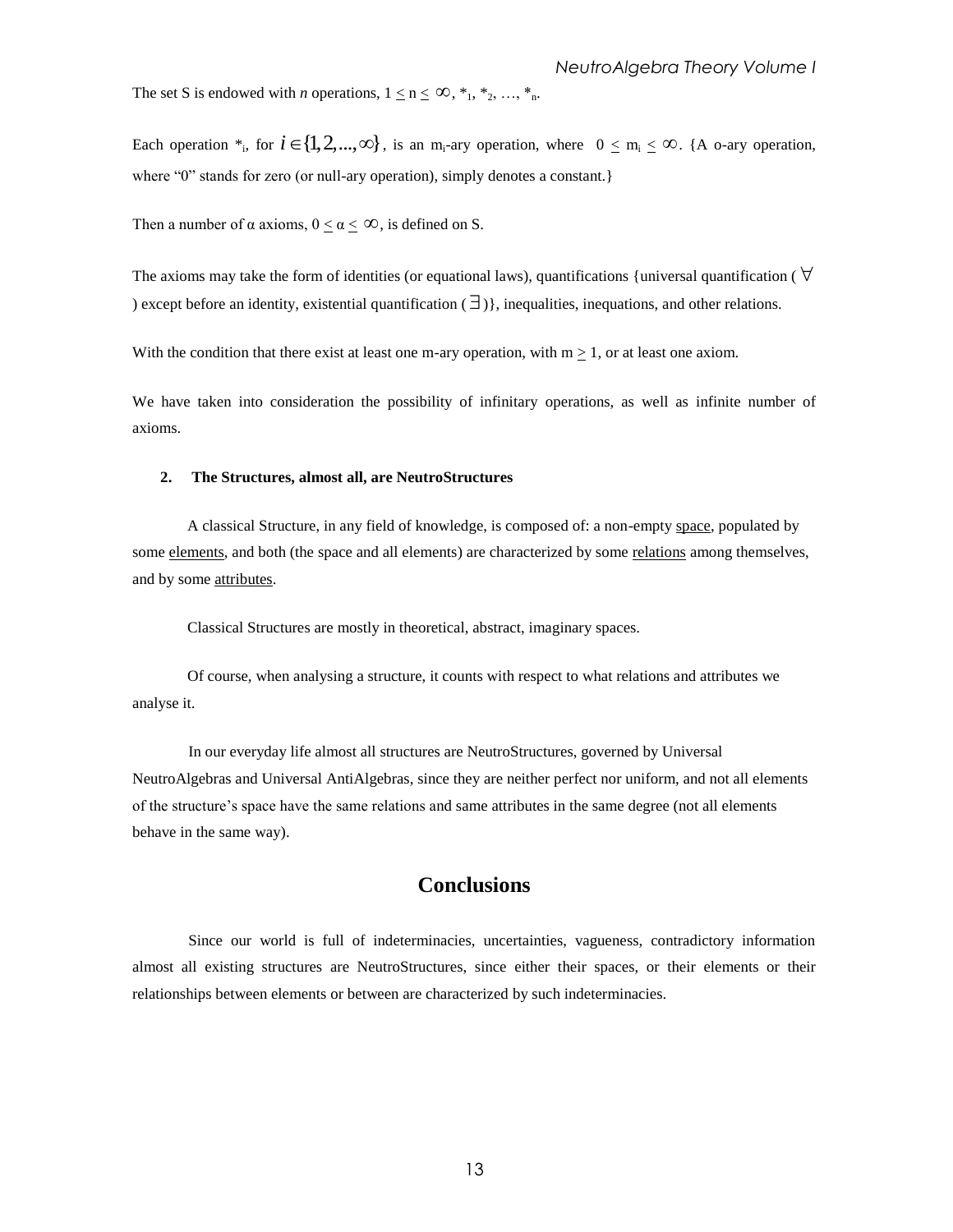The set S is endowed with *n* operations, $1 \leq n \leq \infty$, $*_1, *_2, \ldots, *_n$.

Each operation $*_i$, for $i \in \{1, 2, \ldots, \infty\}$, is an $m_i$-ary operation, where $0 \leq m_i \leq \infty$. {A o-ary operation, where "0" stands for zero (or null-ary operation), simply denotes a constant.}

Then a number of α axioms, $0 \leq \alpha \leq \infty$, is defined on S.

The axioms may take the form of identities (or equational laws), quantifications {universal quantification ($\forall$) except before an identity, existential quantification ($\exists$)}, inequalities, inequations, and other relations.

With the condition that there exist at least one m-ary operation, with $m \geq 1$, or at least one axiom.

We have taken into consideration the possibility of infinitary operations, as well as infinite number of axioms.

### 2. The Structures, almost all, are NeutroStructures

A classical Structure, in any field of knowledge, is composed of: a non-empty space, populated by some elements, and both (the space and all elements) are characterized by some relations among themselves, and by some attributes.

Classical Structures are mostly in theoretical, abstract, imaginary spaces.

Of course, when analysing a structure, it counts with respect to what relations and attributes we analyse it.

In our everyday life almost all structures are NeutroStructures, governed by Universal NeutroAlgebras and Universal AntiAlgebras, since they are neither perfect nor uniform, and not all elements of the structure's space have the same relations and same attributes in the same degree (not all elements behave in the same way).

## Conclusions

Since our world is full of indeterminacies, uncertainties, vagueness, contradictory information almost all existing structures are NeutroStructures, since either their spaces, or their elements or their relationships between elements or between are characterized by such indeterminacies.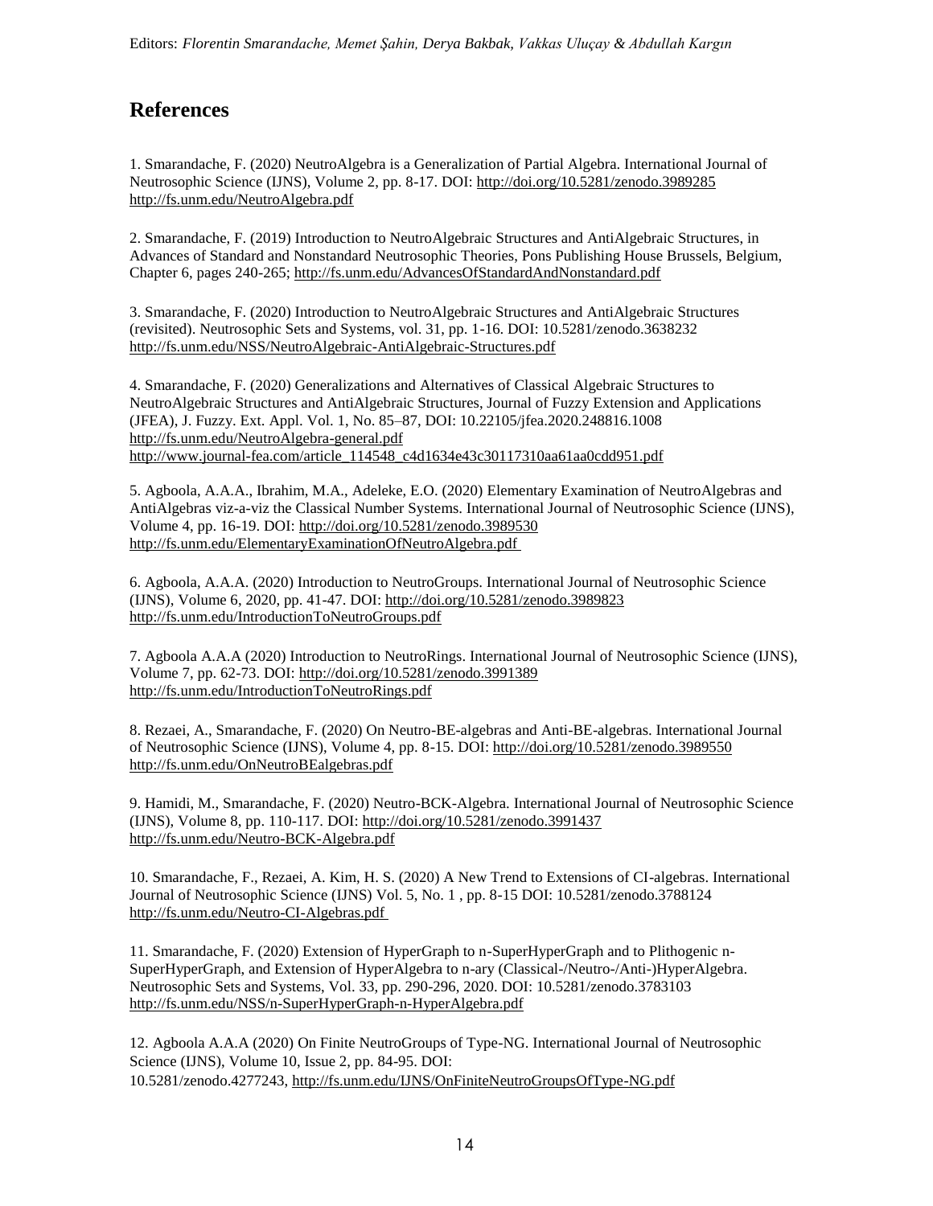## References

1. Smarandache, F. (2020) NeutroAlgebra is a Generalization of Partial Algebra. International Journal of Neutrosophic Science (IJNS), Volume 2, pp. 8-17. DOI: http://doi.org/10.5281/zenodo.3989285 http://fs.unm.edu/NeutroAlgebra.pdf

2. Smarandache, F. (2019) Introduction to NeutroAlgebraic Structures and AntiAlgebraic Structures, in Advances of Standard and Nonstandard Neutrosophic Theories, Pons Publishing House Brussels, Belgium, Chapter 6, pages 240-265; http://fs.unm.edu/AdvancesOfStandardAndNonstandard.pdf

3. Smarandache, F. (2020) Introduction to NeutroAlgebraic Structures and AntiAlgebraic Structures (revisited). Neutrosophic Sets and Systems, vol. 31, pp. 1-16. DOI: 10.5281/zenodo.3638232 http://fs.unm.edu/NSS/NeutroAlgebraic-AntiAlgebraic-Structures.pdf

4. Smarandache, F. (2020) Generalizations and Alternatives of Classical Algebraic Structures to NeutroAlgebraic Structures and AntiAlgebraic Structures, Journal of Fuzzy Extension and Applications (JFEA), J. Fuzzy. Ext. Appl. Vol. 1, No. 85–87, DOI: 10.22105/jfea.2020.248816.1008 http://fs.unm.edu/NeutroAlgebra-general.pdf http://www.journal-fea.com/article_114548_c4d1634e43c30117310aa61aa0cdd951.pdf

5. Agboola, A.A.A., Ibrahim, M.A., Adeleke, E.O. (2020) Elementary Examination of NeutroAlgebras and AntiAlgebras viz-a-viz the Classical Number Systems. International Journal of Neutrosophic Science (IJNS), Volume 4, pp. 16-19. DOI: http://doi.org/10.5281/zenodo.3989530 http://fs.unm.edu/ElementaryExaminationOfNeutroAlgebra.pdf

6. Agboola, A.A.A. (2020) Introduction to NeutroGroups. International Journal of Neutrosophic Science (IJNS), Volume 6, 2020, pp. 41-47. DOI: http://doi.org/10.5281/zenodo.3989823 http://fs.unm.edu/IntroductionToNeutroGroups.pdf

7. Agboola A.A.A (2020) Introduction to NeutroRings. International Journal of Neutrosophic Science (IJNS), Volume 7, pp. 62-73. DOI: http://doi.org/10.5281/zenodo.3991389 http://fs.unm.edu/IntroductionToNeutroRings.pdf

8. Rezaei, A., Smarandache, F. (2020) On Neutro-BE-algebras and Anti-BE-algebras. International Journal of Neutrosophic Science (IJNS), Volume 4, pp. 8-15. DOI: http://doi.org/10.5281/zenodo.3989550 http://fs.unm.edu/OnNeutroBEalgebras.pdf

9. Hamidi, M., Smarandache, F. (2020) Neutro-BCK-Algebra. International Journal of Neutrosophic Science (IJNS), Volume 8, pp. 110-117. DOI: http://doi.org/10.5281/zenodo.3991437 http://fs.unm.edu/Neutro-BCK-Algebra.pdf

10. Smarandache, F., Rezaei, A. Kim, H. S. (2020) A New Trend to Extensions of CI-algebras. International Journal of Neutrosophic Science (IJNS) Vol. 5, No. 1 , pp. 8-15 DOI: 10.5281/zenodo.3788124 http://fs.unm.edu/Neutro-CI-Algebras.pdf

11. Smarandache, F. (2020) Extension of HyperGraph to n-SuperHyperGraph and to Plithogenic n-SuperHyperGraph, and Extension of HyperAlgebra to n-ary (Classical-/Neutro-/Anti-)HyperAlgebra. Neutrosophic Sets and Systems, Vol. 33, pp. 290-296, 2020. DOI: 10.5281/zenodo.3783103 http://fs.unm.edu/NSS/n-SuperHyperGraph-n-HyperAlgebra.pdf

12. Agboola A.A.A (2020) On Finite NeutroGroups of Type-NG. International Journal of Neutrosophic Science (IJNS), Volume 10, Issue 2, pp. 84-95. DOI: 10.5281/zenodo.4277243, http://fs.unm.edu/IJNS/OnFiniteNeutroGroupsOfType-NG.pdf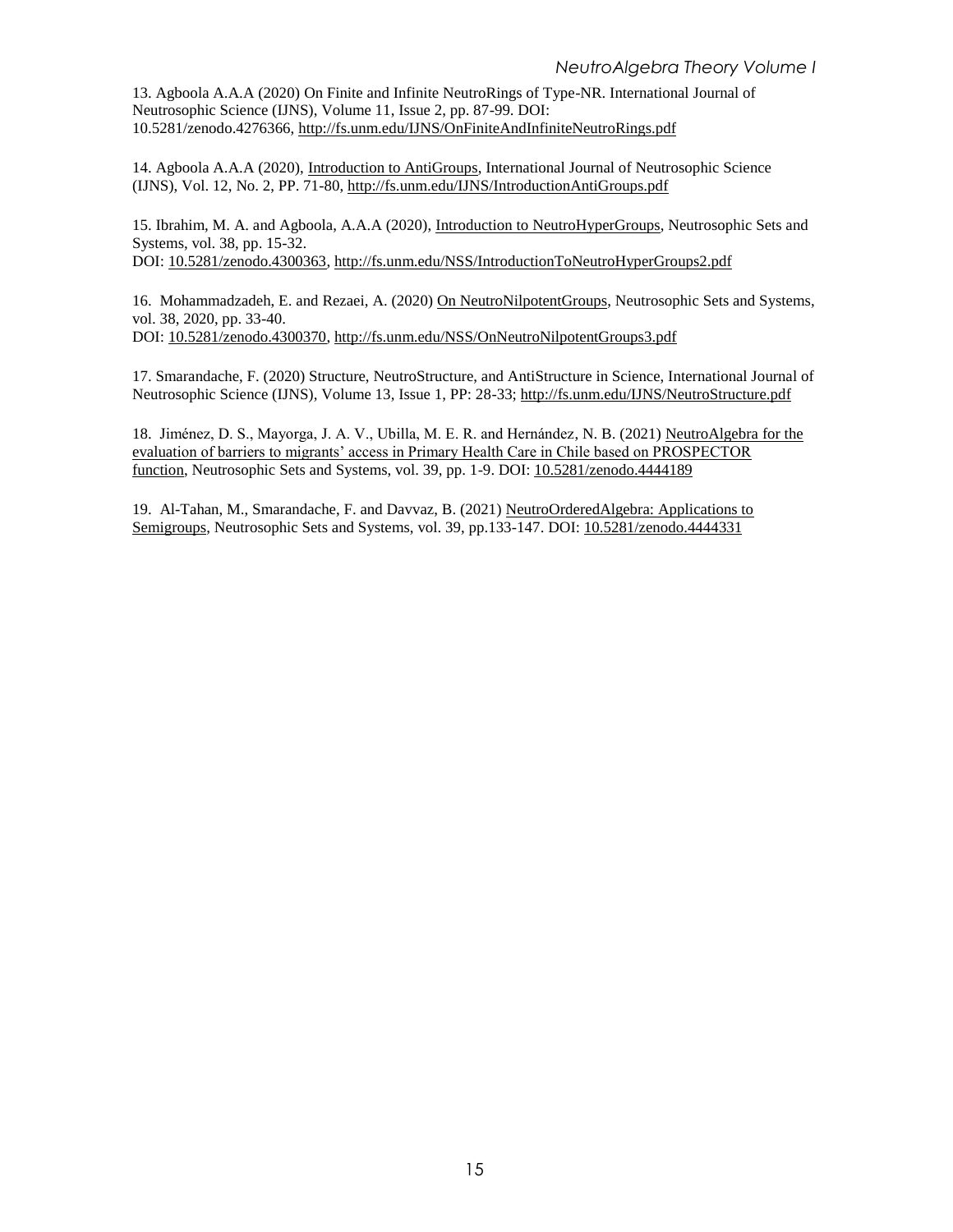13. Agboola A.A.A (2020) On Finite and Infinite NeutroRings of Type-NR. International Journal of Neutrosophic Science (IJNS), Volume 11, Issue 2, pp. 87-99. DOI: 10.5281/zenodo.4276366, http://fs.unm.edu/IJNS/OnFiniteAndInfiniteNeutroRings.pdf

14. Agboola A.A.A (2020), Introduction to AntiGroups, International Journal of Neutrosophic Science (IJNS), Vol. 12, No. 2, PP. 71-80, http://fs.unm.edu/IJNS/IntroductionAntiGroups.pdf

15. Ibrahim, M. A. and Agboola, A.A.A (2020), Introduction to NeutroHyperGroups, Neutrosophic Sets and Systems, vol. 38, pp. 15-32.
DOI: 10.5281/zenodo.4300363, http://fs.unm.edu/NSS/IntroductionToNeutroHyperGroups2.pdf

16. Mohammadzadeh, E. and Rezaei, A. (2020) On NeutroNilpotentGroups, Neutrosophic Sets and Systems, vol. 38, 2020, pp. 33-40.
DOI: 10.5281/zenodo.4300370, http://fs.unm.edu/NSS/OnNeutroNilpotentGroups3.pdf

17. Smarandache, F. (2020) Structure, NeutroStructure, and AntiStructure in Science, International Journal of Neutrosophic Science (IJNS), Volume 13, Issue 1, PP: 28-33; http://fs.unm.edu/IJNS/NeutroStructure.pdf

18. Jiménez, D. S., Mayorga, J. A. V., Ubilla, M. E. R. and Hernández, N. B. (2021) NeutroAlgebra for the evaluation of barriers to migrants' access in Primary Health Care in Chile based on PROSPECTOR function, Neutrosophic Sets and Systems, vol. 39, pp. 1-9. DOI: 10.5281/zenodo.4444189

19. Al-Tahan, M., Smarandache, F. and Davvaz, B. (2021) NeutroOrderedAlgebra: Applications to Semigroups, Neutrosophic Sets and Systems, vol. 39, pp.133-147. DOI: 10.5281/zenodo.4444331